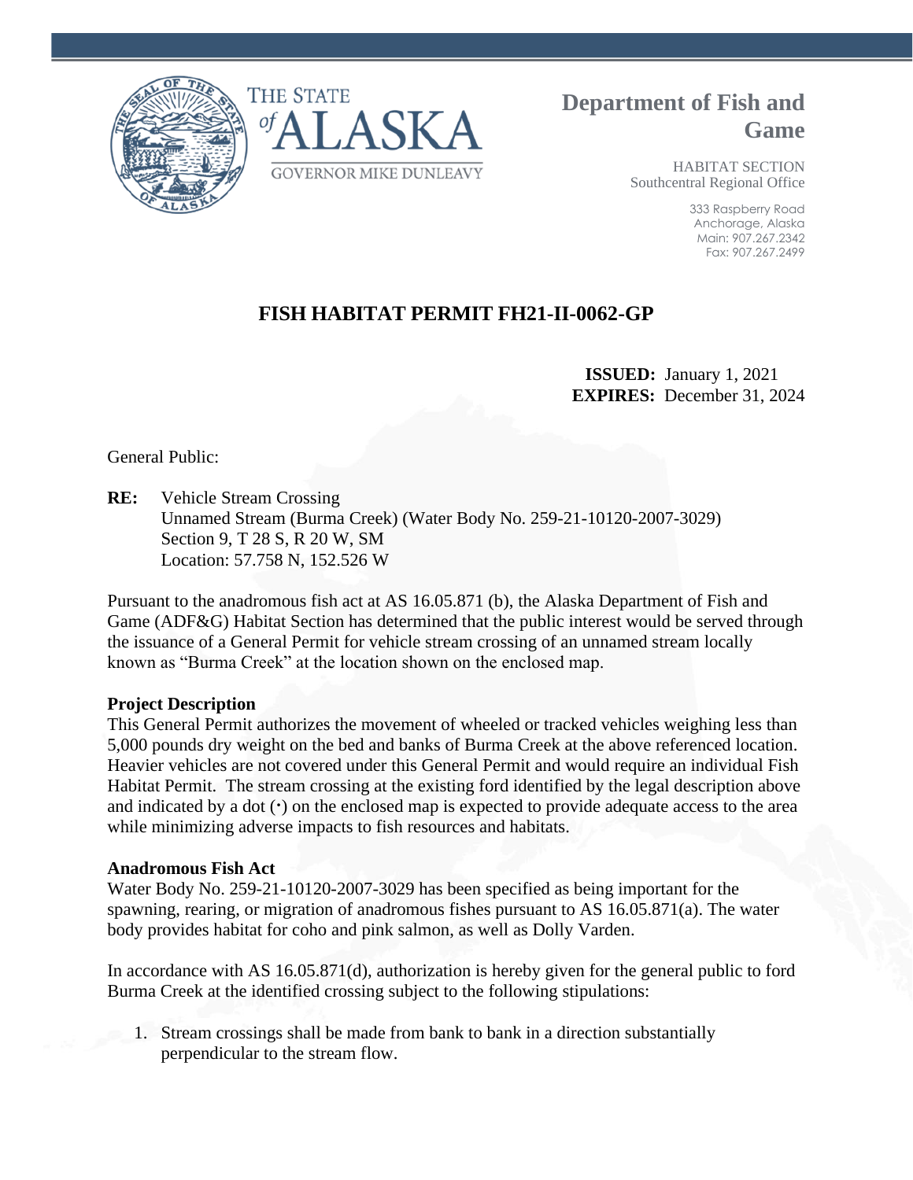THE STATE of ALASKA

GOVERNOR MIKE DUNLEAVY

**Department of Fish and Game**

HABITAT SECTION
Southcentral Regional Office

333 Raspberry Road
Anchorage, Alaska
Main: 907.267.2342
Fax: 907.267.2499

# FISH HABITAT PERMIT FH21-II-0062-GP

**ISSUED:** January 1, 2021
**EXPIRES:** December 31, 2024

General Public:

**RE:** Vehicle Stream Crossing
Unnamed Stream (Burma Creek) (Water Body No. 259-21-10120-2007-3029)
Section 9, T 28 S, R 20 W, SM
Location: 57.758 N, 152.526 W

Pursuant to the anadromous fish act at AS 16.05.871 (b), the Alaska Department of Fish and Game (ADF&G) Habitat Section has determined that the public interest would be served through the issuance of a General Permit for vehicle stream crossing of an unnamed stream locally known as "Burma Creek" at the location shown on the enclosed map.

**Project Description**

This General Permit authorizes the movement of wheeled or tracked vehicles weighing less than 5,000 pounds dry weight on the bed and banks of Burma Creek at the above referenced location. Heavier vehicles are not covered under this General Permit and would require an individual Fish Habitat Permit. The stream crossing at the existing ford identified by the legal description above and indicated by a dot (·) on the enclosed map is expected to provide adequate access to the area while minimizing adverse impacts to fish resources and habitats.

**Anadromous Fish Act**

Water Body No. 259-21-10120-2007-3029 has been specified as being important for the spawning, rearing, or migration of anadromous fishes pursuant to AS 16.05.871(a). The water body provides habitat for coho and pink salmon, as well as Dolly Varden.

In accordance with AS 16.05.871(d), authorization is hereby given for the general public to ford Burma Creek at the identified crossing subject to the following stipulations:

1. Stream crossings shall be made from bank to bank in a direction substantially perpendicular to the stream flow.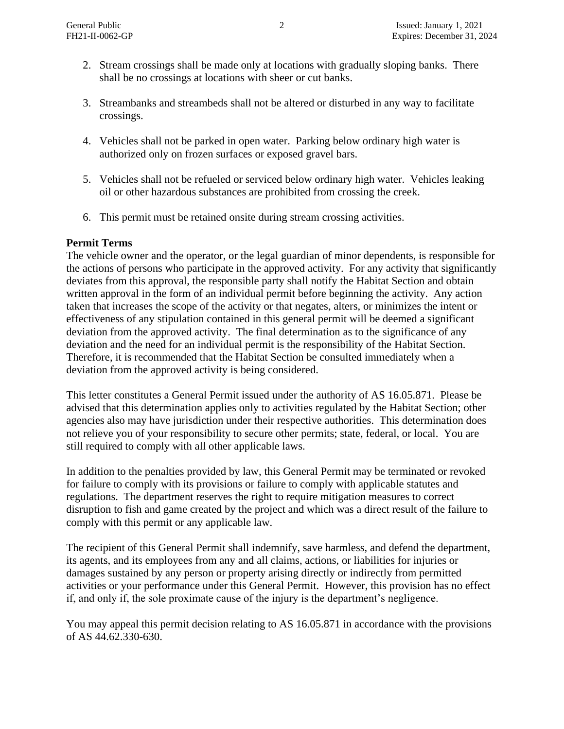2. Stream crossings shall be made only at locations with gradually sloping banks. There shall be no crossings at locations with sheer or cut banks.

3. Streambanks and streambeds shall not be altered or disturbed in any way to facilitate crossings.

4. Vehicles shall not be parked in open water. Parking below ordinary high water is authorized only on frozen surfaces or exposed gravel bars.

5. Vehicles shall not be refueled or serviced below ordinary high water. Vehicles leaking oil or other hazardous substances are prohibited from crossing the creek.

6. This permit must be retained onsite during stream crossing activities.

**Permit Terms**

The vehicle owner and the operator, or the legal guardian of minor dependents, is responsible for the actions of persons who participate in the approved activity. For any activity that significantly deviates from this approval, the responsible party shall notify the Habitat Section and obtain written approval in the form of an individual permit before beginning the activity. Any action taken that increases the scope of the activity or that negates, alters, or minimizes the intent or effectiveness of any stipulation contained in this general permit will be deemed a significant deviation from the approved activity. The final determination as to the significance of any deviation and the need for an individual permit is the responsibility of the Habitat Section. Therefore, it is recommended that the Habitat Section be consulted immediately when a deviation from the approved activity is being considered.

This letter constitutes a General Permit issued under the authority of AS 16.05.871. Please be advised that this determination applies only to activities regulated by the Habitat Section; other agencies also may have jurisdiction under their respective authorities. This determination does not relieve you of your responsibility to secure other permits; state, federal, or local. You are still required to comply with all other applicable laws.

In addition to the penalties provided by law, this General Permit may be terminated or revoked for failure to comply with its provisions or failure to comply with applicable statutes and regulations. The department reserves the right to require mitigation measures to correct disruption to fish and game created by the project and which was a direct result of the failure to comply with this permit or any applicable law.

The recipient of this General Permit shall indemnify, save harmless, and defend the department, its agents, and its employees from any and all claims, actions, or liabilities for injuries or damages sustained by any person or property arising directly or indirectly from permitted activities or your performance under this General Permit. However, this provision has no effect if, and only if, the sole proximate cause of the injury is the department's negligence.

You may appeal this permit decision relating to AS 16.05.871 in accordance with the provisions of AS 44.62.330-630.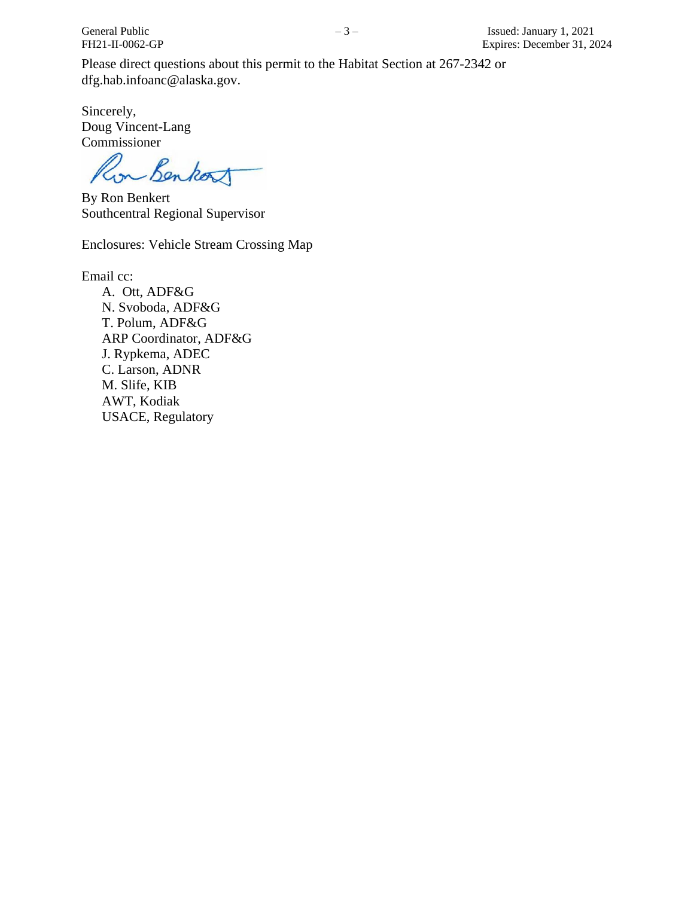Please direct questions about this permit to the Habitat Section at 267-2342 or dfg.hab.infoanc@alaska.gov.

Sincerely,
Doug Vincent-Lang
Commissioner

By Ron Benkert
Southcentral Regional Supervisor

Enclosures: Vehicle Stream Crossing Map

Email cc:

A. Ott, ADF&G
N. Svoboda, ADF&G
T. Polum, ADF&G
ARP Coordinator, ADF&G
J. Rypkema, ADEC
C. Larson, ADNR
M. Slife, KIB
AWT, Kodiak
USACE, Regulatory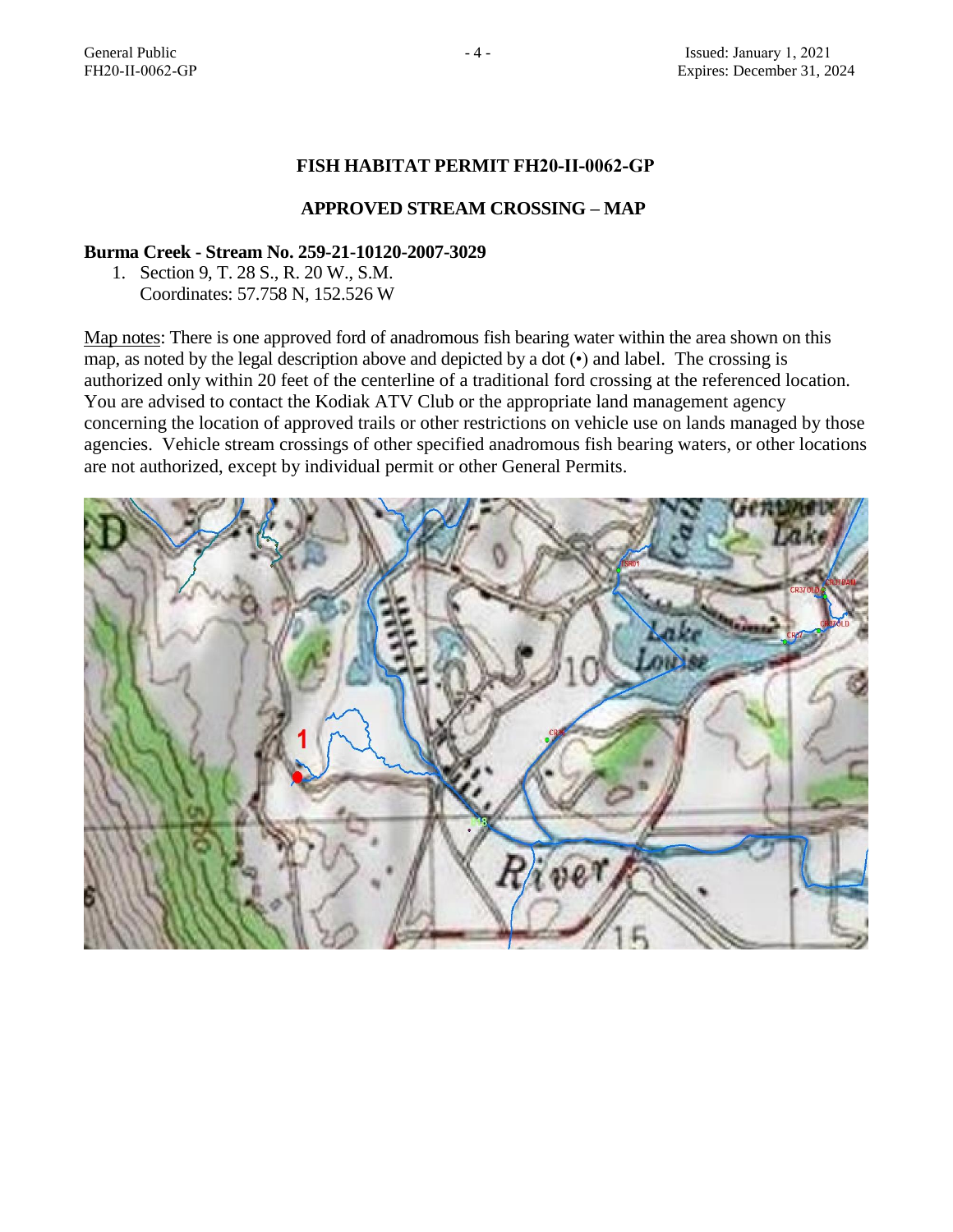## FISH HABITAT PERMIT FH20-II-0062-GP

### APPROVED STREAM CROSSING – MAP

**Burma Creek - Stream No. 259-21-10120-2007-3029**

1. Section 9, T. 28 S., R. 20 W., S.M.
   Coordinates: 57.758 N, 152.526 W

Map notes: There is one approved ford of anadromous fish bearing water within the area shown on this map, as noted by the legal description above and depicted by a dot (•) and label. The crossing is authorized only within 20 feet of the centerline of a traditional ford crossing at the referenced location. You are advised to contact the Kodiak ATV Club or the appropriate land management agency concerning the location of approved trails or other restrictions on vehicle use on lands managed by those agencies. Vehicle stream crossings of other specified anadromous fish bearing waters, or other locations are not authorized, except by individual permit or other General Permits.